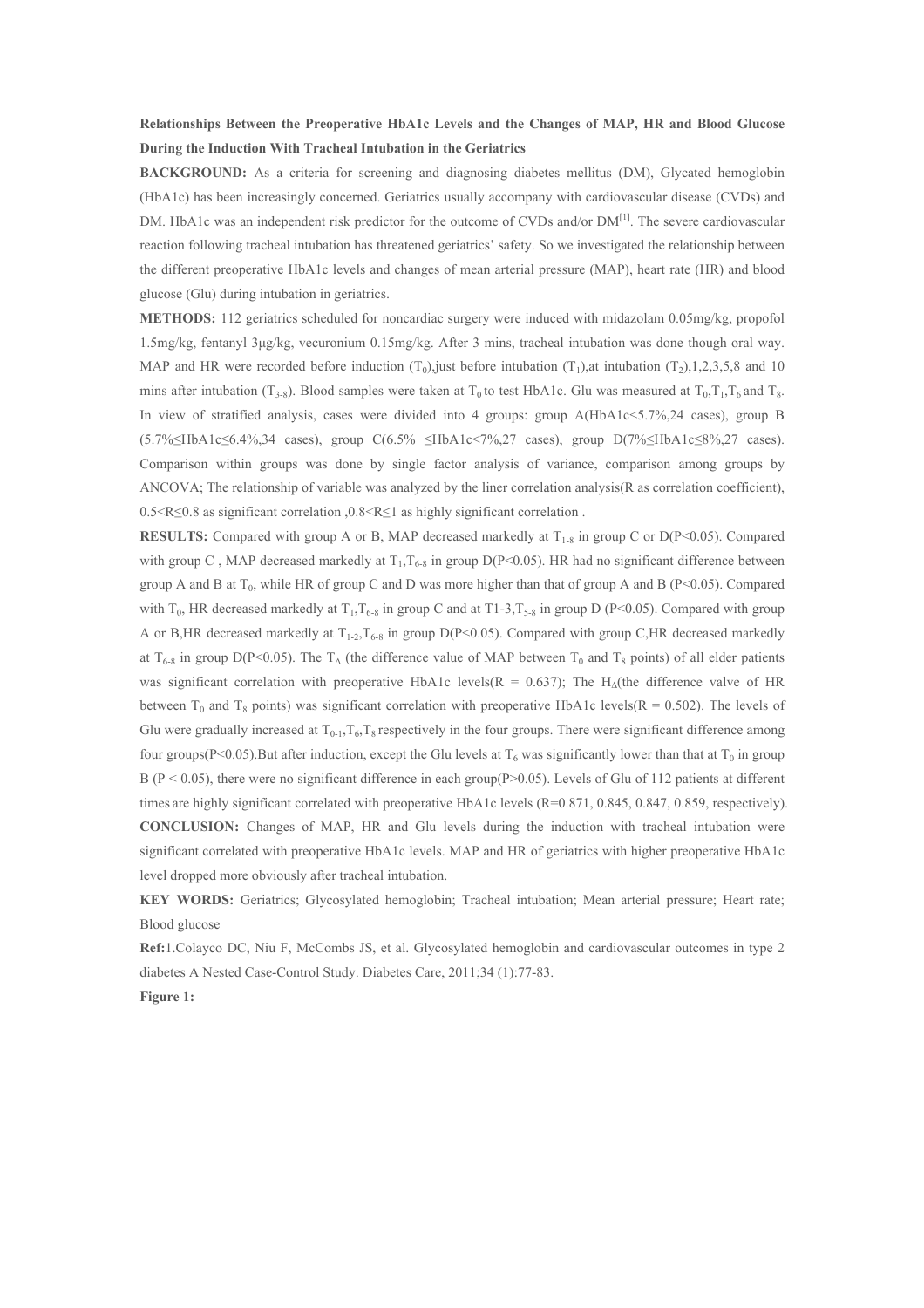**Relationships Between the Preoperative HbA1c Levels and the Changes of MAP, HR and Blood Glucose During the Induction With Tracheal Intubation in the Geriatrics**

**BACKGROUND:** As a criteria for screening and diagnosing diabetes mellitus (DM), Glycated hemoglobin (HbA1c) has been increasingly concerned. Geriatrics usually accompany with cardiovascular disease (CVDs) and DM. HbA1c was an independent risk predictor for the outcome of CVDs and/or DM[1]. The severe cardiovascular reaction following tracheal intubation has threatened geriatrics' safety. So we investigated the relationship between the different preoperative HbA1c levels and changes of mean arterial pressure (MAP), heart rate (HR) and blood glucose (Glu) during intubation in geriatrics.

**METHODS:** 112 geriatrics scheduled for noncardiac surgery were induced with midazolam 0.05mg/kg, propofol 1.5mg/kg, fentanyl 3μg/kg, vecuronium 0.15mg/kg. After 3 mins, tracheal intubation was done though oral way. MAP and HR were recorded before induction ($T_0$),just before intubation ($T_1$),at intubation ($T_2$),1,2,3,5,8 and 10 mins after intubation ($T_{3\text{-}8}$). Blood samples were taken at $T_0$ to test HbA1c. Glu was measured at $T_0$,$T_1$,$T_6$ and $T_8$. In view of stratified analysis, cases were divided into 4 groups: group A(HbA1c<5.7%,24 cases), group B (5.7%≤HbA1c≤6.4%,34 cases), group C(6.5% ≤HbA1c<7%,27 cases), group D(7%≤HbA1c≤8%,27 cases). Comparison within groups was done by single factor analysis of variance, comparison among groups by ANCOVA; The relationship of variable was analyzed by the liner correlation analysis(R as correlation coefficient), 0.5<R≤0.8 as significant correlation ,0.8<R≤1 as highly significant correlation .

**RESULTS:** Compared with group A or B, MAP decreased markedly at $T_{1\text{-}8}$ in group C or D($P<0.05$). Compared with group C , MAP decreased markedly at $T_1$,$T_{6\text{-}8}$ in group D($P<0.05$). HR had no significant difference between group A and B at $T_0$, while HR of group C and D was more higher than that of group A and B ($P<0.05$). Compared with $T_0$, HR decreased markedly at $T_1$,$T_{6\text{-}8}$ in group C and at T1-3,$T_{5\text{-}8}$ in group D ($P<0.05$). Compared with group A or B,HR decreased markedly at $T_{1\text{-}2}$,$T_{6\text{-}8}$ in group D($P<0.05$). Compared with group C,HR decreased markedly at $T_{6\text{-}8}$ in group D($P<0.05$). The $T_\Delta$ (the difference value of MAP between $T_0$ and $T_8$ points) of all elder patients was significant correlation with preoperative HbA1c levels($R = 0.637$); The $H_\Delta$(the difference valve of HR between $T_0$ and $T_8$ points) was significant correlation with preoperative HbA1c levels($R = 0.502$). The levels of Glu were gradually increased at $T_{0\text{-}1}$,$T_6$,$T_8$ respectively in the four groups. There were significant difference among four groups($P<0.05$).But after induction, except the Glu levels at $T_6$ was significantly lower than that at $T_0$ in group B ($P < 0.05$), there were no significant difference in each group($P>0.05$). Levels of Glu of 112 patients at different times are highly significant correlated with preoperative HbA1c levels (R=0.871, 0.845, 0.847, 0.859, respectively).

**CONCLUSION:** Changes of MAP, HR and Glu levels during the induction with tracheal intubation were significant correlated with preoperative HbA1c levels. MAP and HR of geriatrics with higher preoperative HbA1c level dropped more obviously after tracheal intubation.

**KEY WORDS:** Geriatrics; Glycosylated hemoglobin; Tracheal intubation; Mean arterial pressure; Heart rate; Blood glucose

**Ref:**1.Colayco DC, Niu F, McCombs JS, et al. Glycosylated hemoglobin and cardiovascular outcomes in type 2 diabetes A Nested Case-Control Study. Diabetes Care, 2011;34 (1):77-83.

**Figure 1:**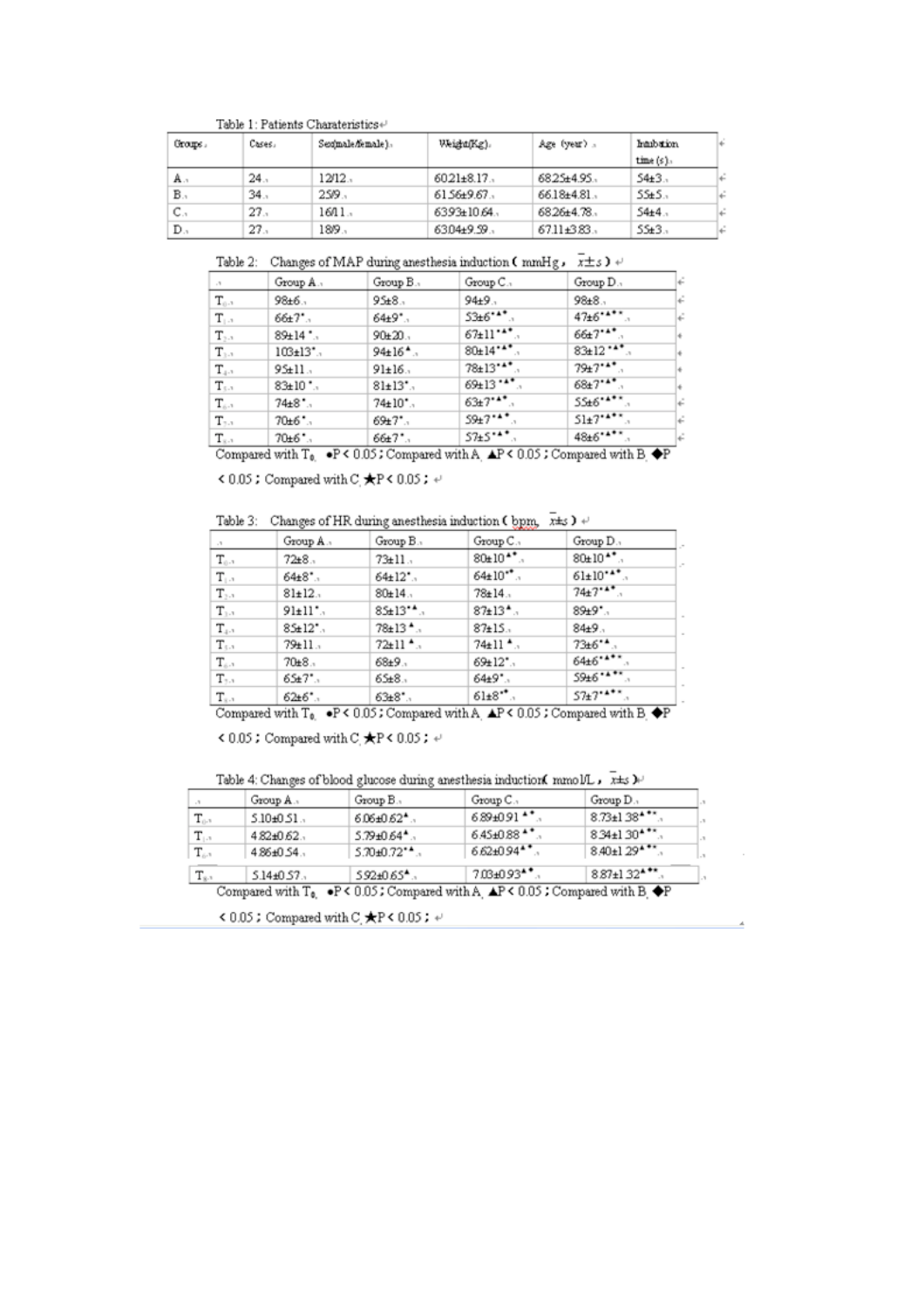Table 1: Patients Charateristics

| Groups | Cases | Sex(male/female) | Weight(Kg) | Age (year) | Intubation time (s) |
|---|---|---|---|---|---|
| A | 24 | 12/12 | 60.21±8.17 | 68.25±4.95 | 54±3 |
| B | 34 | 25/9 | 61.56±9.67 | 66.18±4.81 | 55±5 |
| C | 27 | 16/11 | 63.93±10.64 | 68.26±4.78 | 54±4 |
| D | 27 | 18/9 | 63.04±9.59 | 67.11±3.83 | 55±3 |

Table 2: Changes of MAP during anesthesia induction ( mmHg， $\bar{x}\pm s$ )

| | Group A | Group B | Group C | Group D |
|---|---|---|---|---|
| $T_0$ | 98±6 | 95±8 | 94±9 | 98±8 |
| $T_1$ | 66±7* | 64±9* | 53±6*▲* | 47±6*▲** |
| $T_2$ | 89±14* | 90±20 | 67±11*▲* | 66±7*▲* |
| $T_3$ | 103±13* | 94±16▲ | 80±14*▲* | 83±12*▲* |
| $T_4$ | 95±11 | 91±16 | 78±13*▲* | 79±7*▲* |
| $T_5$ | 83±10* | 81±13* | 69±13*▲* | 68±7*▲* |
| $T_6$ | 74±8* | 74±10* | 63±7*▲* | 55±6*▲** |
| $T_7$ | 70±6* | 69±7* | 59±7*▲* | 51±7*▲** |
| $T_8$ | 70±6* | 66±7* | 57±5*▲* | 48±6*▲** |

Compared with $T_0$ ●P < 0.05 ; Compared with A ▲P < 0.05 ; Compared with B ◆P < 0.05 ; Compared with C ★P < 0.05 ;

Table 3: Changes of HR during anesthesia induction ( bpm, $\bar{x}\pm s$ )

| | Group A | Group B | Group C | Group D |
|---|---|---|---|---|
| $T_0$ | 72±8 | 73±11 | 80±10▲* | 80±10▲* |
| $T_1$ | 64±8* | 64±12* | 64±10** | 61±10*▲* |
| $T_2$ | 81±12 | 80±14 | 78±14 | 74±7*▲* |
| $T_3$ | 91±11* | 85±13*▲ | 87±13▲ | 89±9* |
| $T_4$ | 85±12* | 78±13▲ | 87±15 | 84±9 |
| $T_5$ | 79±11 | 72±11▲ | 74±11▲ | 73±6*▲ |
| $T_6$ | 70±8 | 68±9 | 69±12* | 64±6*▲** |
| $T_7$ | 65±7* | 65±8 | 64±9* | 59±6*▲** |
| $T_8$ | 62±6* | 63±8* | 61±8** | 57±7*▲** |

Compared with $T_0$ ●P < 0.05 ; Compared with A ▲P < 0.05 ; Compared with B ◆P < 0.05 ; Compared with C ★P < 0.05 ;

Table 4: Changes of blood glucose during anesthesia induction( mmol/L， $\bar{x}\pm s$ )

| | Group A | Group B | Group C | Group D |
|---|---|---|---|---|
| $T_0$ | 5.10±0.51 | 6.06±0.62▲ | 6.89±0.91▲* | 8.73±1.38▲** |
| $T_1$ | 4.82±0.62 | 5.79±0.64▲ | 6.45±0.88▲* | 8.34±1.30▲** |
| $T_2$ | 4.86±0.54 | 5.70±0.72*▲ | 6.62±0.94▲* | 8.40±1.29▲** |
| $T_8$ | 5.14±0.57 | 5.92±0.65▲ | 7.03±0.93▲* | 8.87±1.32▲** |

Compared with $T_0$ ●P < 0.05 ; Compared with A ▲P < 0.05 ; Compared with B ◆P < 0.05 ; Compared with C ★P < 0.05 ;